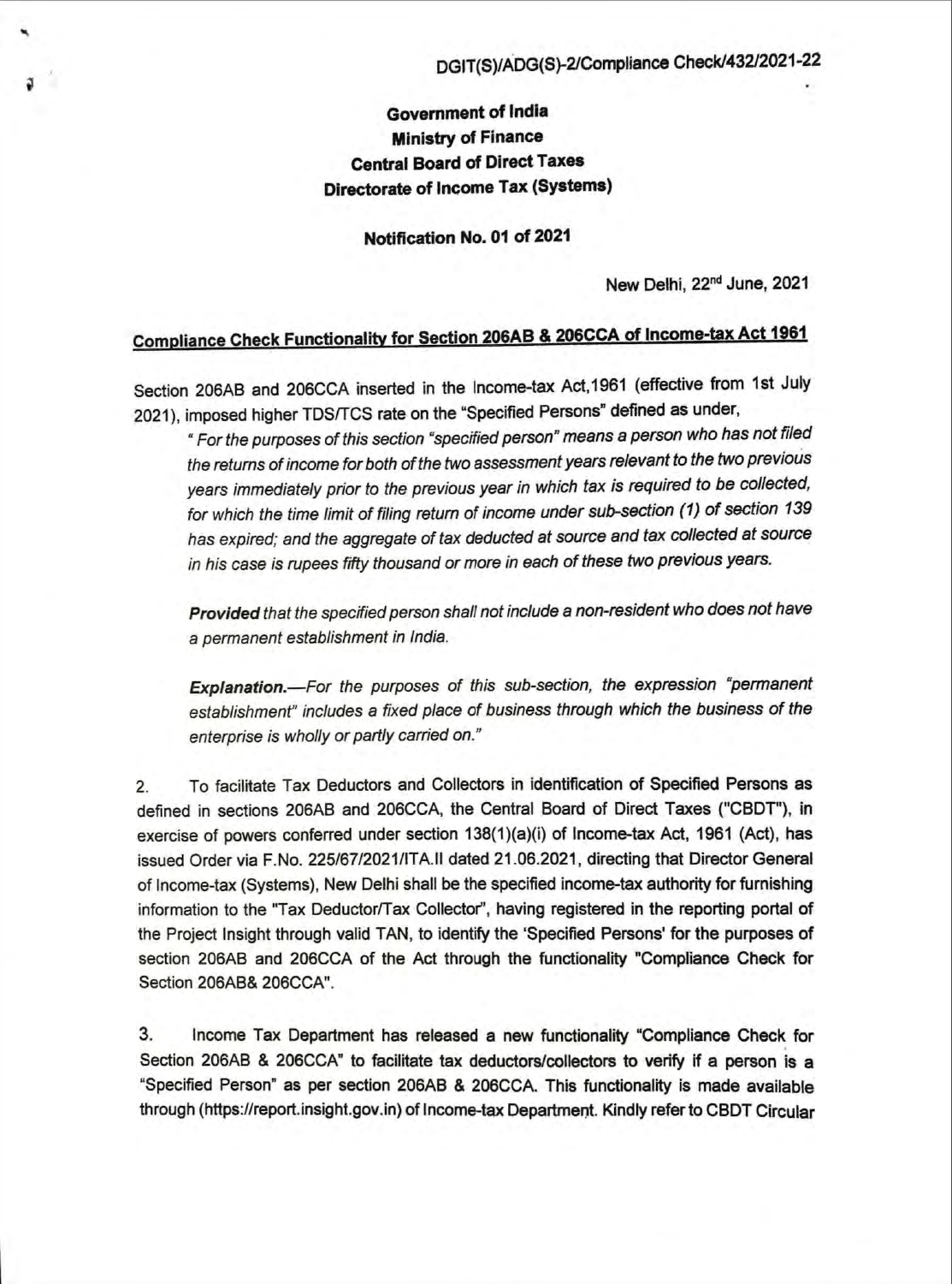DGIT(S)/ADG(S)-2/Compliance Check/432/2021-22

**Government of India**
**Ministry of Finance**
**Central Board of Direct Taxes**
**Directorate of Income Tax (Systems)**

**Notification No. 01 of 2021**

New Delhi, 22nd June, 2021

## Compliance Check Functionality for Section 206AB & 206CCA of Income-tax Act 1961

Section 206AB and 206CCA inserted in the Income-tax Act,1961 (effective from 1st July 2021), imposed higher TDS/TCS rate on the "Specified Persons" defined as under,

> *" For the purposes of this section "specified person" means a person who has not filed the returns of income for both of the two assessment years relevant to the two previous years immediately prior to the previous year in which tax is required to be collected, for which the time limit of filing return of income under sub-section (1) of section 139 has expired; and the aggregate of tax deducted at source and tax collected at source in his case is rupees fifty thousand or more in each of these two previous years.*
>
> ***Provided** that the specified person shall not include a non-resident who does not have a permanent establishment in India.*
>
> ***Explanation.**—For the purposes of this sub-section, the expression "permanent establishment" includes a fixed place of business through which the business of the enterprise is wholly or partly carried on."*

2. To facilitate Tax Deductors and Collectors in identification of Specified Persons as defined in sections 206AB and 206CCA, the Central Board of Direct Taxes ("CBDT"), in exercise of powers conferred under section 138(1)(a)(i) of Income-tax Act, 1961 (Act), has issued Order via F.No. 225/67/2021/ITA.II dated 21.06.2021, directing that Director General of Income-tax (Systems), New Delhi shall be the specified income-tax authority for furnishing information to the "Tax Deductor/Tax Collector", having registered in the reporting portal of the Project Insight through valid TAN, to identify the 'Specified Persons' for the purposes of section 206AB and 206CCA of the Act through the functionality "Compliance Check for Section 206AB& 206CCA".

3. Income Tax Department has released a new functionality "Compliance Check for Section 206AB & 206CCA" to facilitate tax deductors/collectors to verify if a person is a "Specified Person" as per section 206AB & 206CCA. This functionality is made available through (https://report.insight.gov.in) of Income-tax Department. Kindly refer to CBDT Circular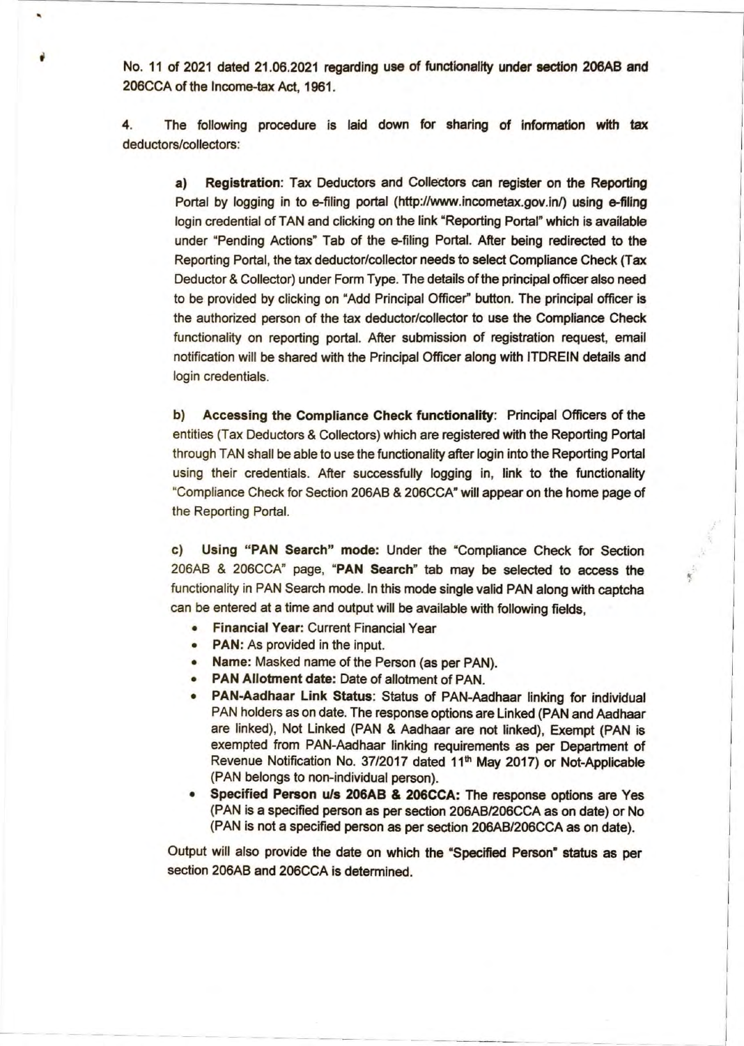No. 11 of 2021 dated 21.06.2021 regarding use of functionality under section 206AB and 206CCA of the Income-tax Act, 1961.

4. The following procedure is laid down for sharing of information with tax deductors/collectors:

> **a) Registration**: Tax Deductors and Collectors can register on the Reporting Portal by logging in to e-filing portal (http://www.incometax.gov.in/) using e-filing login credential of TAN and clicking on the link "Reporting Portal" which is available under "Pending Actions" Tab of the e-filing Portal. After being redirected to the Reporting Portal, the tax deductor/collector needs to select Compliance Check (Tax Deductor & Collector) under Form Type. The details of the principal officer also need to be provided by clicking on "Add Principal Officer" button. The principal officer is the authorized person of the tax deductor/collector to use the Compliance Check functionality on reporting portal. After submission of registration request, email notification will be shared with the Principal Officer along with ITDREIN details and login credentials.
>
> **b) Accessing the Compliance Check functionality**: Principal Officers of the entities (Tax Deductors & Collectors) which are registered with the Reporting Portal through TAN shall be able to use the functionality after login into the Reporting Portal using their credentials. After successfully logging in, link to the functionality "Compliance Check for Section 206AB & 206CCA" will appear on the home page of the Reporting Portal.
>
> **c) Using "PAN Search" mode:** Under the "Compliance Check for Section 206AB & 206CCA" page, "**PAN Search**" tab may be selected to access the functionality in PAN Search mode. In this mode single valid PAN along with captcha can be entered at a time and output will be available with following fields,
>
> - **Financial Year:** Current Financial Year
> - **PAN:** As provided in the input.
> - **Name:** Masked name of the Person (as per PAN).
> - **PAN Allotment date:** Date of allotment of PAN.
> - **PAN-Aadhaar Link Status**: Status of PAN-Aadhaar linking for individual PAN holders as on date. The response options are Linked (PAN and Aadhaar are linked), Not Linked (PAN & Aadhaar are not linked), Exempt (PAN is exempted from PAN-Aadhaar linking requirements as per Department of Revenue Notification No. 37/2017 dated 11th May 2017) or Not-Applicable (PAN belongs to non-individual person).
> - **Specified Person u/s 206AB & 206CCA:** The response options are Yes (PAN is a specified person as per section 206AB/206CCA as on date) or No (PAN is not a specified person as per section 206AB/206CCA as on date).
>
> Output will also provide the date on which the "Specified Person" status as per section 206AB and 206CCA is determined.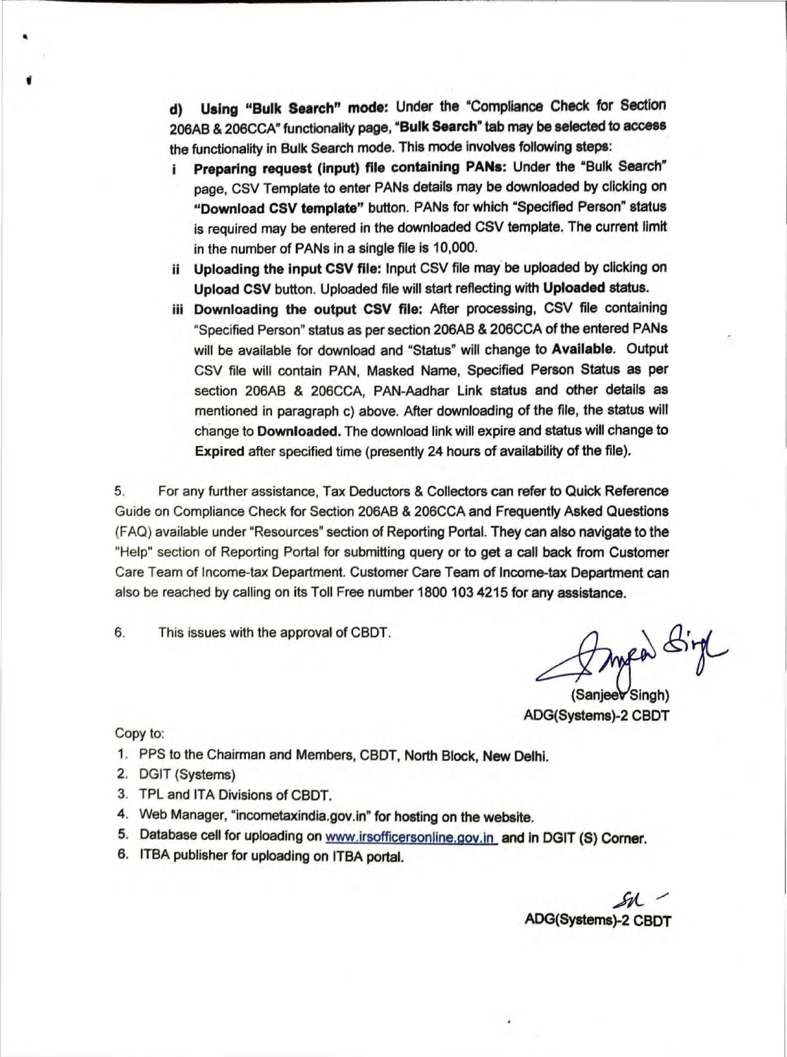**d) Using "Bulk Search" mode:** Under the "Compliance Check for Section 206AB & 206CCA" functionality page, **"Bulk Search"** tab may be selected to access the functionality in Bulk Search mode. This mode involves following steps:

- i **Preparing request (input) file containing PANs:** Under the "Bulk Search" page, CSV Template to enter PANs details may be downloaded by clicking on **"Download CSV template"** button. PANs for which "Specified Person" status is required may be entered in the downloaded CSV template. The current limit in the number of PANs in a single file is 10,000.
- ii **Uploading the input CSV file:** Input CSV file may be uploaded by clicking on **Upload CSV** button. Uploaded file will start reflecting with **Uploaded** status.
- iii **Downloading the output CSV file:** After processing, CSV file containing "Specified Person" status as per section 206AB & 206CCA of the entered PANs will be available for download and "Status" will change to **Available**. Output CSV file will contain PAN, Masked Name, Specified Person Status as per section 206AB & 206CCA, PAN-Aadhar Link status and other details as mentioned in paragraph c) above. After downloading of the file, the status will change to **Downloaded.** The download link will expire and status will change to **Expired** after specified time (presently 24 hours of availability of the file).

5. For any further assistance, Tax Deductors & Collectors can refer to Quick Reference Guide on Compliance Check for Section 206AB & 206CCA and Frequently Asked Questions (FAQ) available under "Resources" section of Reporting Portal. They can also navigate to the "Help" section of Reporting Portal for submitting query or to get a call back from Customer Care Team of Income-tax Department. Customer Care Team of Income-tax Department can also be reached by calling on its Toll Free number 1800 103 4215 for any assistance.

6. This issues with the approval of CBDT.

(Sanjeev Singh)
ADG(Systems)-2 CBDT

Copy to:

1. PPS to the Chairman and Members, CBDT, North Block, New Delhi.
2. DGIT (Systems)
3. TPL and ITA Divisions of CBDT.
4. Web Manager, "incometaxindia.gov.in" for hosting on the website.
5. Database cell for uploading on www.irsofficersonline.gov.in and in DGIT (S) Corner.
6. ITBA publisher for uploading on ITBA portal.

ADG(Systems)-2 CBDT